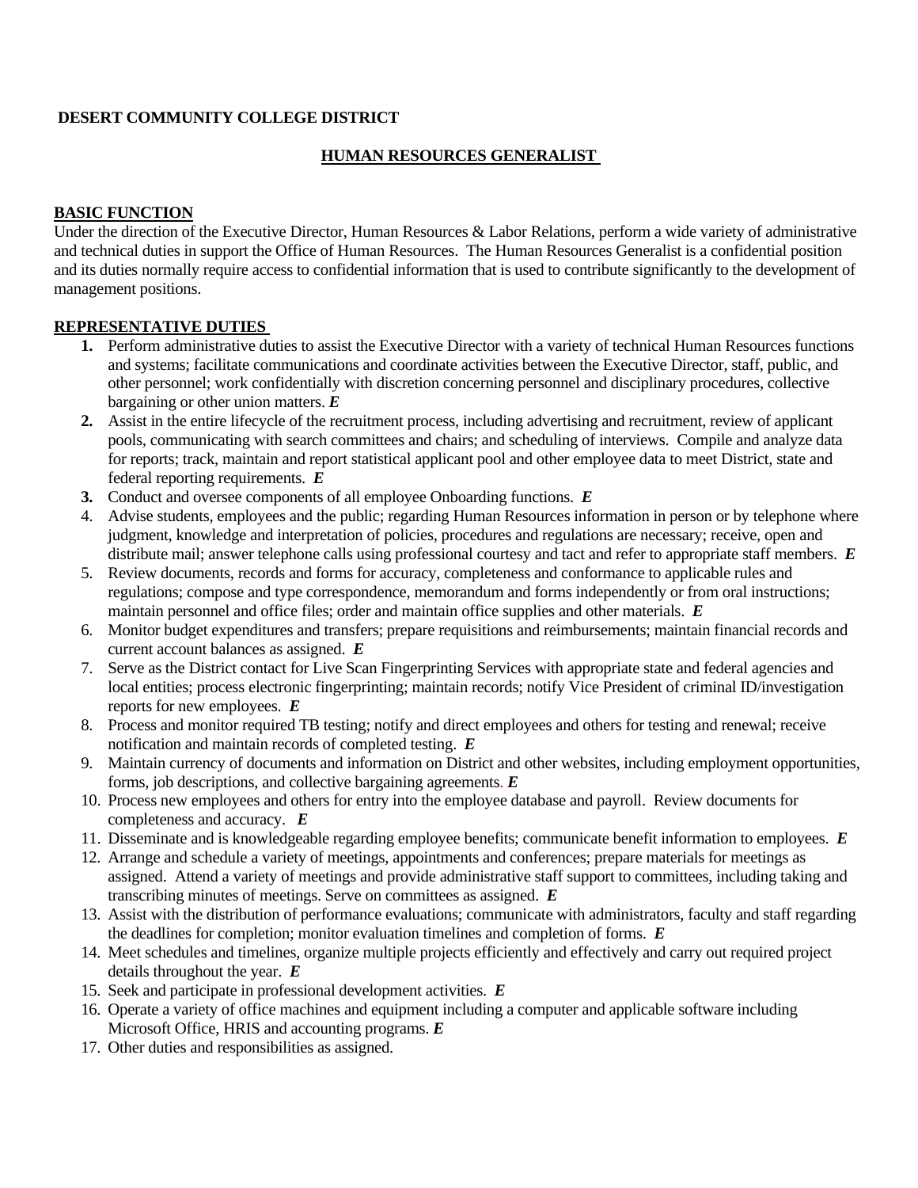**DESERT COMMUNITY COLLEGE DISTRICT**

**HUMAN RESOURCES GENERALIST**

**BASIC FUNCTION**

Under the direction of the Executive Director, Human Resources & Labor Relations, perform a wide variety of administrative and technical duties in support the Office of Human Resources. The Human Resources Generalist is a confidential position and its duties normally require access to confidential information that is used to contribute significantly to the development of management positions.

**REPRESENTATIVE DUTIES**

1. Perform administrative duties to assist the Executive Director with a variety of technical Human Resources functions and systems; facilitate communications and coordinate activities between the Executive Director, staff, public, and other personnel; work confidentially with discretion concerning personnel and disciplinary procedures, collective bargaining or other union matters. ***E***
2. Assist in the entire lifecycle of the recruitment process, including advertising and recruitment, review of applicant pools, communicating with search committees and chairs; and scheduling of interviews. Compile and analyze data for reports; track, maintain and report statistical applicant pool and other employee data to meet District, state and federal reporting requirements. ***E***
3. Conduct and oversee components of all employee Onboarding functions. ***E***
4. Advise students, employees and the public; regarding Human Resources information in person or by telephone where judgment, knowledge and interpretation of policies, procedures and regulations are necessary; receive, open and distribute mail; answer telephone calls using professional courtesy and tact and refer to appropriate staff members. ***E***
5. Review documents, records and forms for accuracy, completeness and conformance to applicable rules and regulations; compose and type correspondence, memorandum and forms independently or from oral instructions; maintain personnel and office files; order and maintain office supplies and other materials. ***E***
6. Monitor budget expenditures and transfers; prepare requisitions and reimbursements; maintain financial records and current account balances as assigned. ***E***
7. Serve as the District contact for Live Scan Fingerprinting Services with appropriate state and federal agencies and local entities; process electronic fingerprinting; maintain records; notify Vice President of criminal ID/investigation reports for new employees. ***E***
8. Process and monitor required TB testing; notify and direct employees and others for testing and renewal; receive notification and maintain records of completed testing. ***E***
9. Maintain currency of documents and information on District and other websites, including employment opportunities, forms, job descriptions, and collective bargaining agreements. ***E***
10. Process new employees and others for entry into the employee database and payroll. Review documents for completeness and accuracy. ***E***
11. Disseminate and is knowledgeable regarding employee benefits; communicate benefit information to employees. ***E***
12. Arrange and schedule a variety of meetings, appointments and conferences; prepare materials for meetings as assigned. Attend a variety of meetings and provide administrative staff support to committees, including taking and transcribing minutes of meetings. Serve on committees as assigned. ***E***
13. Assist with the distribution of performance evaluations; communicate with administrators, faculty and staff regarding the deadlines for completion; monitor evaluation timelines and completion of forms. ***E***
14. Meet schedules and timelines, organize multiple projects efficiently and effectively and carry out required project details throughout the year. ***E***
15. Seek and participate in professional development activities. ***E***
16. Operate a variety of office machines and equipment including a computer and applicable software including Microsoft Office, HRIS and accounting programs. ***E***
17. Other duties and responsibilities as assigned.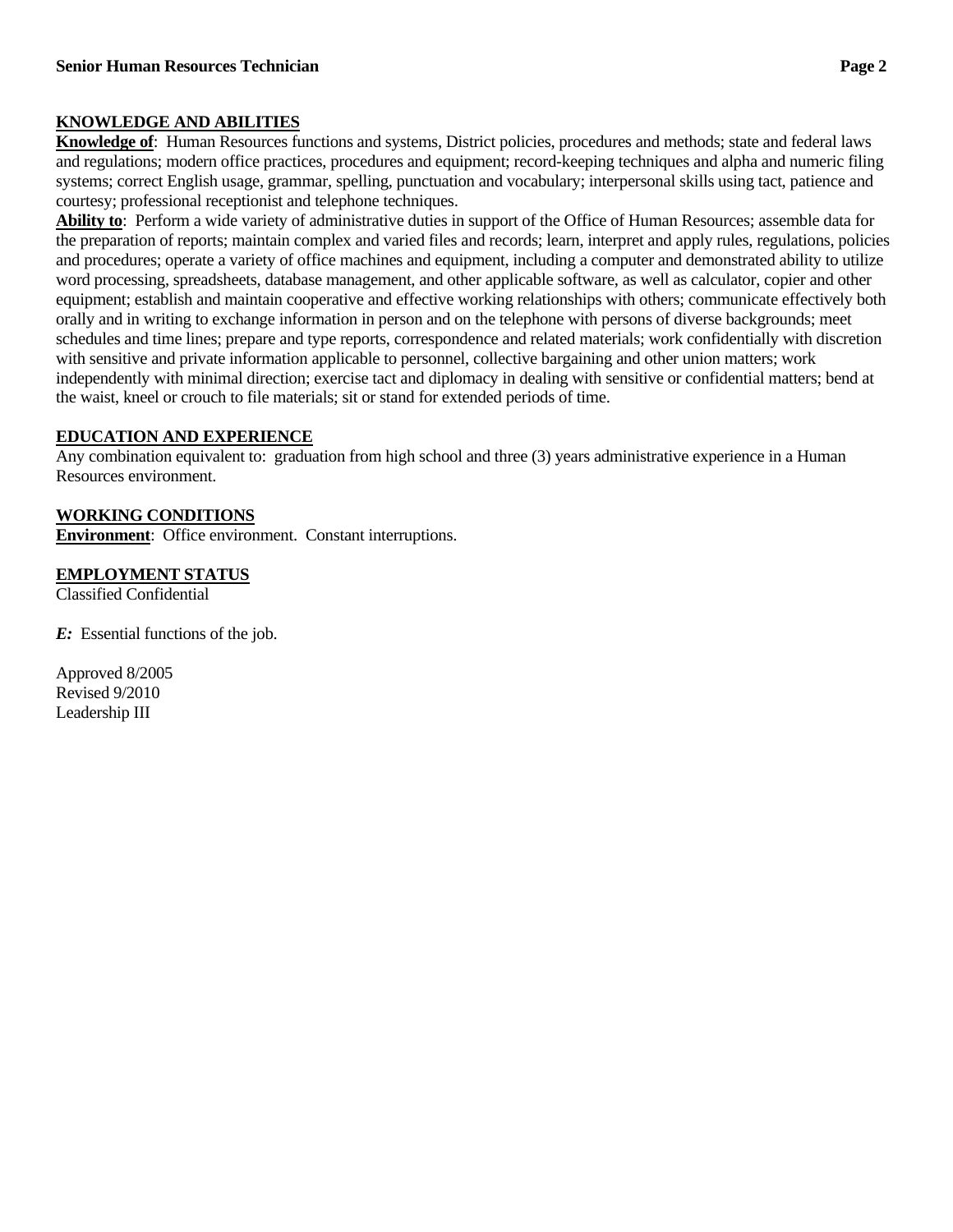## KNOWLEDGE AND ABILITIES

**Knowledge of**: Human Resources functions and systems, District policies, procedures and methods; state and federal laws and regulations; modern office practices, procedures and equipment; record-keeping techniques and alpha and numeric filing systems; correct English usage, grammar, spelling, punctuation and vocabulary; interpersonal skills using tact, patience and courtesy; professional receptionist and telephone techniques.

**Ability to**: Perform a wide variety of administrative duties in support of the Office of Human Resources; assemble data for the preparation of reports; maintain complex and varied files and records; learn, interpret and apply rules, regulations, policies and procedures; operate a variety of office machines and equipment, including a computer and demonstrated ability to utilize word processing, spreadsheets, database management, and other applicable software, as well as calculator, copier and other equipment; establish and maintain cooperative and effective working relationships with others; communicate effectively both orally and in writing to exchange information in person and on the telephone with persons of diverse backgrounds; meet schedules and time lines; prepare and type reports, correspondence and related materials; work confidentially with discretion with sensitive and private information applicable to personnel, collective bargaining and other union matters; work independently with minimal direction; exercise tact and diplomacy in dealing with sensitive or confidential matters; bend at the waist, kneel or crouch to file materials; sit or stand for extended periods of time.

## EDUCATION AND EXPERIENCE

Any combination equivalent to: graduation from high school and three (3) years administrative experience in a Human Resources environment.

## WORKING CONDITIONS

**Environment**: Office environment. Constant interruptions.

## EMPLOYMENT STATUS

Classified Confidential

***E:*** Essential functions of the job.

Approved 8/2005
Revised 9/2010
Leadership III